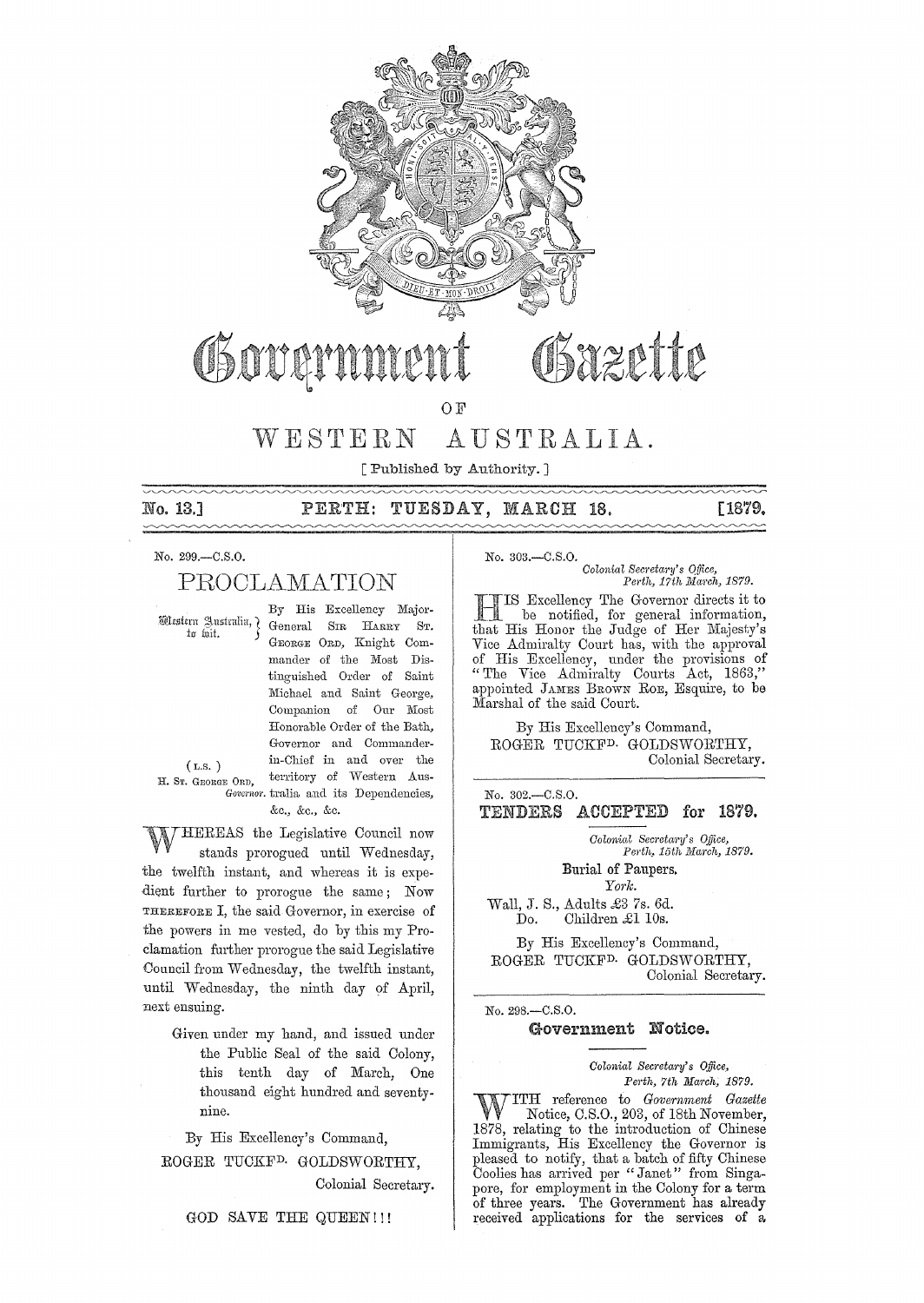# Government Gazette

OF

## WESTERN AUSTRALIA.

[ Published by Authority. ]

No. 13.] **PERTH: TUESDAY, MARCH 18.** [1879.

No. 299.—C.S.O.

## PROCLAMATION

Western Australia, to wit.

By His Excellency Major-General SIR HARRY ST. GEORGE ORD, Knight Commander of the Most Distinguished Order of Saint Michael and Saint George, Companion of Our Most Honorable Order of the Bath, Governor and Commander-in-Chief in and over the territory of Western Australia and its Dependencies, &c., &c., &c.

(L.S.)
H. ST. GEORGE ORD,
*Governor.*

WHEREAS the Legislative Council now stands prorogued until Wednesday, the twelfth instant, and whereas it is expedient further to prorogue the same; Now THEREFORE I, the said Governor, in exercise of the powers in me vested, do by this my Proclamation further prorogue the said Legislative Council from Wednesday, the twelfth instant, until Wednesday, the ninth day of April, next ensuing.

Given under my hand, and issued under the Public Seal of the said Colony, this tenth day of March, One thousand eight hundred and seventy-nine.

By His Excellency's Command,

ROGER TUCKFD. GOLDSWORTHY,
Colonial Secretary.

GOD SAVE THE QUEEN!!!

---

No. 303.—C.S.O.

*Colonial Secretary's Office,*
*Perth, 17th March, 1879.*

HIS Excellency The Governor directs it to be notified, for general information, that His Honor the Judge of Her Majesty's Vice Admiralty Court has, with the approval of His Excellency, under the provisions of "The Vice Admiralty Courts Act, 1863," appointed JAMES BROWN ROE, Esquire, to be Marshal of the said Court.

By His Excellency's Command,
ROGER TUCKFD. GOLDSWORTHY,
Colonial Secretary.

---

No. 302.—C.S.O.

## TENDERS ACCEPTED for 1879.

*Colonial Secretary's Office,*
*Perth, 15th March, 1879.*

Burial of Paupers.
*York.*

Wall, J. S., Adults £3 7s. 6d.
Do. Children £1 10s.

By His Excellency's Command,
ROGER TUCKFD. GOLDSWORTHY,
Colonial Secretary.

---

No. 298.—C.S.O.

## Government Notice.

*Colonial Secretary's Office,*
*Perth, 7th March, 1879.*

WITH reference to *Government Gazette* Notice, C.S.O., 203, of 18th November, 1878, relating to the introduction of Chinese Immigrants, His Excellency the Governor is pleased to notify, that a batch of fifty Chinese Coolies has arrived per "Janet" from Singapore, for employment in the Colony for a term of three years. The Government has already received applications for the services of a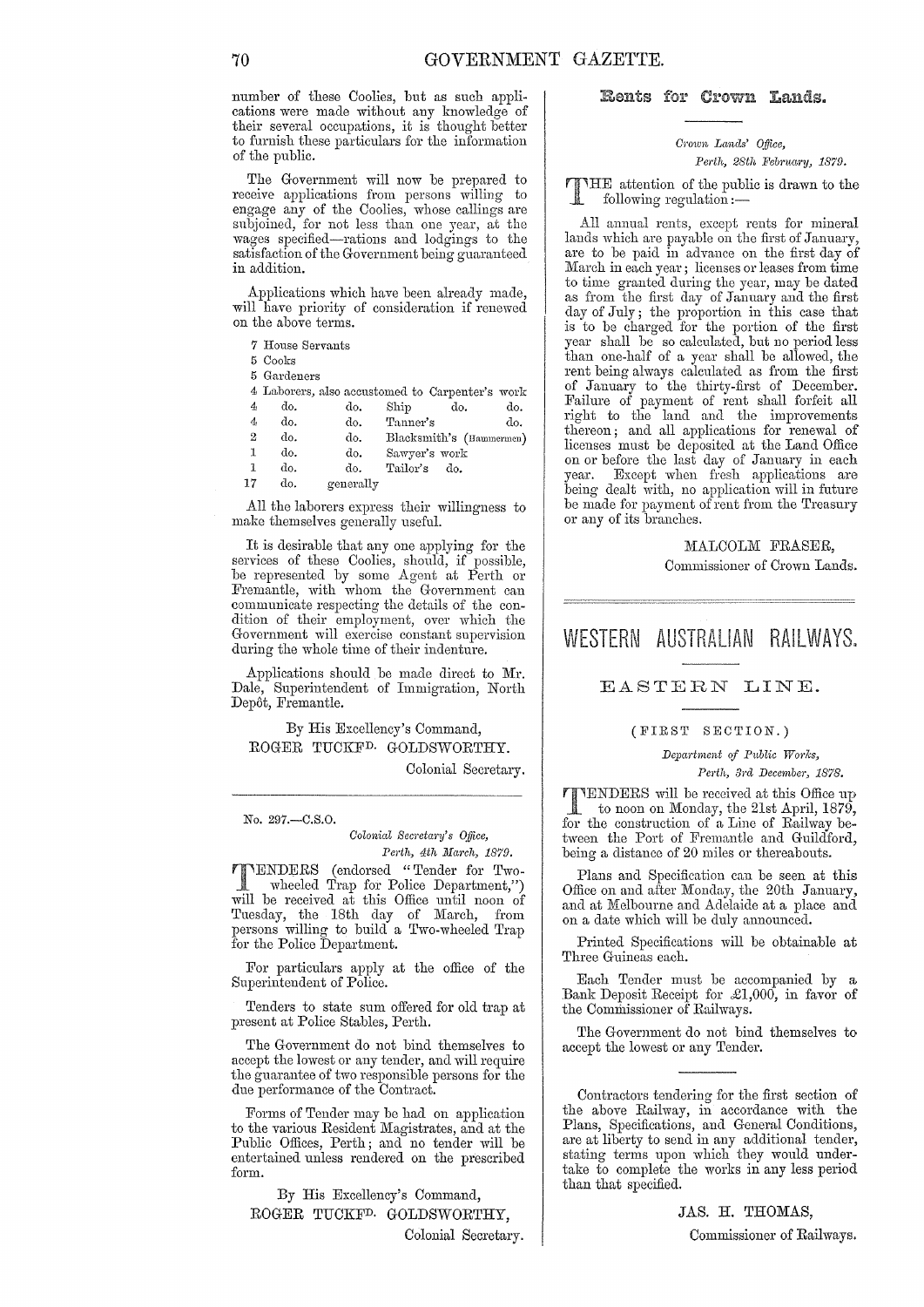number of these Coolies, but as such applications were made without any knowledge of their several occupations, it is thought better to furnish these particulars for the information of the public.

The Government will now be prepared to receive applications from persons willing to engage any of the Coolies, whose callings are subjoined, for not less than one year, at the wages specified—rations and lodgings to the satisfaction of the Government being guaranteed in addition.

Applications which have been already made, will have priority of consideration if renewed on the above terms.

7 House Servants
5 Cooks
5 Gardeners
4 Laborers, also accustomed to Carpenter's work
4 do. do. Ship do. do.
4 do. do. Tanner's do.
2 do. do. Blacksmith's (Hammermen)
1 do. do. Sawyer's work
1 do. do. Tailor's do.
17 do. generally

All the laborers express their willingness to make themselves generally useful.

It is desirable that any one applying for the services of these Coolies, should, if possible, be represented by some Agent at Perth or Fremantle, with whom the Government can communicate respecting the details of the condition of their employment, over which the Government will exercise constant supervision during the whole time of their indenture.

Applications should be made direct to Mr. Dale, Superintendent of Immigration, North Depôt, Fremantle.

By His Excellency's Command,
ROGER TUCKFD. GOLDSWORTHY.
Colonial Secretary.

---

No. 297.—C.S.O.

*Colonial Secretary's Office,*
*Perth, 4th March, 1879.*

TENDERS (endorsed "Tender for Two-wheeled Trap for Police Department,") will be received at this Office until noon of Tuesday, the 18th day of March, from persons willing to build a Two-wheeled Trap for the Police Department.

For particulars apply at the office of the Superintendent of Police.

Tenders to state sum offered for old trap at present at Police Stables, Perth.

The Government do not bind themselves to accept the lowest or any tender, and will require the guarantee of two responsible persons for the due performance of the Contract.

Forms of Tender may be had on application to the various Resident Magistrates, and at the Public Offices, Perth; and no tender will be entertained unless rendered on the prescribed form.

By His Excellency's Command,
ROGER TUCKFD. GOLDSWORTHY,
Colonial Secretary.

## Rents for Crown Lands.

*Crown Lands' Office,*
*Perth, 28th February, 1879.*

THE attention of the public is drawn to the following regulation:—

All annual rents, except rents for mineral lands which are payable on the first of January, are to be paid in advance on the first day of March in each year; licenses or leases from time to time granted during the year, may be dated as from the first day of January and the first day of July; the proportion in this case that is to be charged for the portion of the first year shall be so calculated, but no period less than one-half of a year shall be allowed, the rent being always calculated as from the first of January to the thirty-first of December. Failure of payment of rent shall forfeit all right to the land and the improvements thereon; and all applications for renewal of licenses must be deposited at the Land Office on or before the last day of January in each year. Except when fresh applications are being dealt with, no application will in future be made for payment of rent from the Treasury or any of its branches.

MALCOLM FRASER,
Commissioner of Crown Lands.

---

# WESTERN AUSTRALIAN RAILWAYS.

## EASTERN LINE.

### (FIRST SECTION.)

*Department of Public Works,*
*Perth, 3rd December, 1878.*

TENDERS will be received at this Office up to noon on Monday, the 21st April, 1879, for the construction of a Line of Railway between the Port of Fremantle and Guildford, being a distance of 20 miles or thereabouts.

Plans and Specification can be seen at this Office on and after Monday, the 20th January, and at Melbourne and Adelaide at a place and on a date which will be duly announced.

Printed Specifications will be obtainable at Three Guineas each.

Each Tender must be accompanied by a Bank Deposit Receipt for £1,000, in favor of the Commissioner of Railways.

The Government do not bind themselves to accept the lowest or any Tender.

---

Contractors tendering for the first section of the above Railway, in accordance with the Plans, Specifications, and General Conditions, are at liberty to send in any additional tender, stating terms upon which they would undertake to complete the works in any less period than that specified.

JAS. H. THOMAS,
Commissioner of Railways.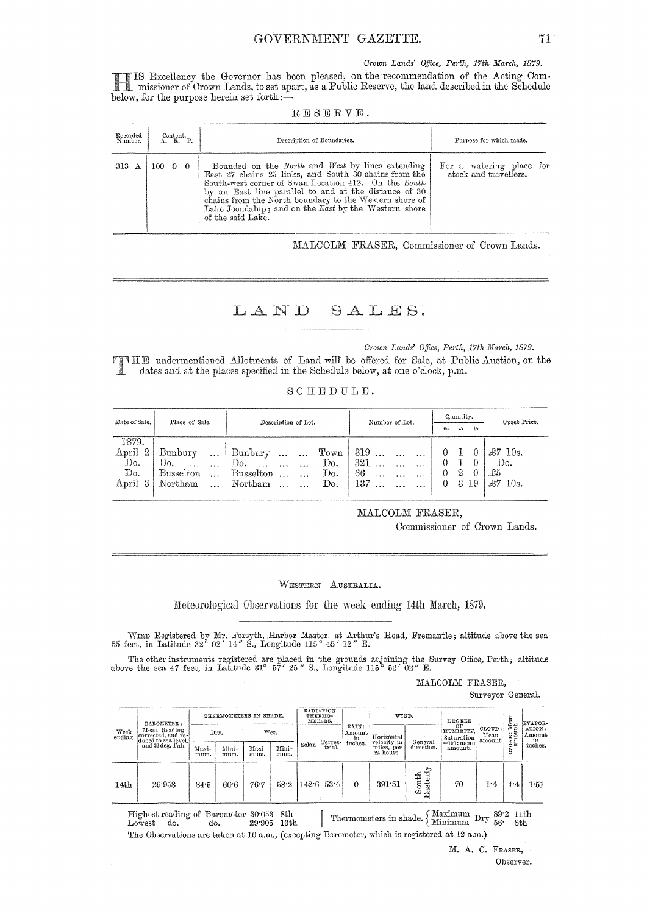*Crown Lands' Office, Perth, 17th March, 1879.*

HIS Excellency the Governor has been pleased, on the recommendation of the Acting Commissioner of Crown Lands, to set apart, as a Public Reserve, the land described in the Schedule below, for the purpose herein set forth:—

RESERVE.

| Recorded Number. | Content. A. R. P. | Description of Boundaries. | Purpose for which made. |
|---|---|---|---|
| 313 A | 100 0 0 | Bounded on the *North* and *West* by lines extending East 27 chains 25 links, and South 30 chains from the South-west corner of Swan Location 412. On the *South* by an East line parallel to and at the distance of 30 chains from the North boundary to the Western shore of Lake Joondalup; and on the *East* by the Western shore of the said Lake. | For a watering place for stock and travellers. |

MALCOLM FRASER, Commissioner of Crown Lands.

# LAND SALES.

*Crown Lands' Office, Perth, 17th March, 1879.*

THE undermentioned Allotments of Land will be offered for Sale, at Public Auction, on the dates and at the places specified in the Schedule below, at one o'clock, p.m.

SCHEDULE.

| Date of Sale. | Place of Sale. | Description of Lot. | | Number of Lot. | Quantity. a. | r. | p. | Upset Price. |
|---|---|---|---|---|---|---|---|---|
| 1879. | | | | | | | | |
| April 2 | Bunbury ... | Bunbury ... ... | Town | 319 ... ... ... | 0 | 1 | 0 | £7 10s. |
| Do. | Do. ... | Do. ... ... ... | Do. | 321 ... ... ... | 0 | 1 | 0 | Do. |
| Do. | Busselton ... | Busselton ... ... | Do. | 66 ... ... ... | 0 | 2 | 0 | £5 |
| April 3 | Northam ... | Northam ... ... | Do. | 137 ... ... ... | 0 | 3 | 19 | £7 10s. |

MALCOLM FRASER,
Commissioner of Crown Lands.

WESTERN AUSTRALIA.

## Meteorological Observations for the week ending 14th March, 1879.

WIND Registered by Mr. Forsyth, Harbor Master, at Arthur's Head, Fremantle; altitude above the sea 55 feet, in Latitude 32° 02′ 14″ S., Longitude 115° 45′ 12″ E.

The other instruments registered are placed in the grounds adjoining the Survey Office, Perth; altitude above the sea 47 feet, in Latitude 31° 57′ 25″ S., Longitude 115° 52′ 02″ E.

MALCOLM FRASER,
Surveyor General.

| Week ending. | BAROMETER: Mean Reading corrected, and reduced to sea level, and 32 deg. Fah. | THERMOMETERS IN SHADE. Dry. Maximum. | Dry. Minimum. | Wet. Maximum. | Wet. Minimum. | RADIATION THERMOMETERS. Solar. | Terrestrial. | RAIN: Amount in inches. | WIND. Horizontal velocity in miles, per 24 hours. | General direction. | DEGREE OF HUMIDITY, Saturation =100: mean amount. | CLOUD: Mean amount. | OZONE: Mean amount. | EVAPORATION: Amount in inches. |
|---|---|---|---|---|---|---|---|---|---|---|---|---|---|---|
| 14th | 29·958 | 84·5 | 60·6 | 76·7 | 58·2 | 142·6 | 53·4 | 0 | 391·51 | South Easterly | 70 | 1·4 | 4·4 | 1·51 |

Highest reading of Barometer 30·053 8th
Lowest do. do. 29·905 13th

Thermometers in shade. { Maximum Dry 89·2 11th; Minimum Dry 56· 8th }

The Observations are taken at 10 a.m., (excepting Barometer, which is registered at 12 a.m.)

M. A. C. FRASER,
Observer.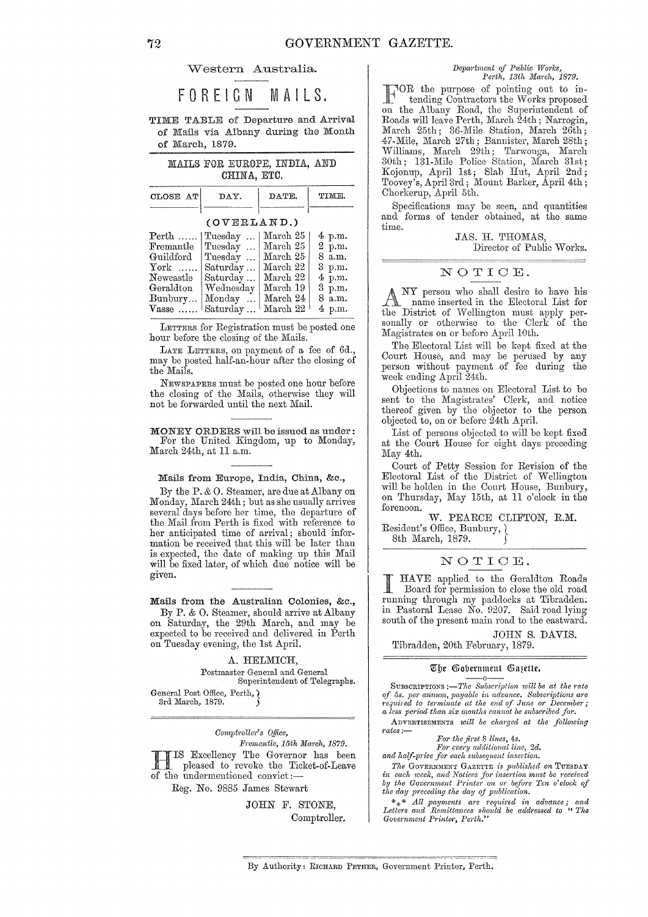Western Australia.

# FOREIGN MAILS.

TIME TABLE of Departure and Arrival of Mails via Albany during the Month of March, 1879.

## MAILS FOR EUROPE, INDIA, AND CHINA, ETC.

| CLOSE AT | DAY. | DATE. | TIME. |
|---|---|---|---|
| (OVERLAND.) | | | |
| Perth ...... | Tuesday ... | March 25 | 4 p.m. |
| Fremantle | Tuesday ... | March 25 | 2 p.m. |
| Guildford | Tuesday ... | March 25 | 8 a.m. |
| York ...... | Saturday ... | March 22 | 3 p.m. |
| Newcastle | Saturday ... | March 22 | 4 p.m. |
| Geraldton | Wednesday | March 19 | 3 p.m. |
| Bunbury... | Monday ... | March 24 | 8 a.m. |
| Vasse ...... | Saturday ... | March 22 | 4 p.m. |

LETTERS for Registration must be posted one hour before the closing of the Mails.

LATE LETTERS, on payment of a fee of 6d., may be posted half-an-hour after the closing of the Mails.

NEWSPAPERS must be posted one hour before the closing of the Mails, otherwise they will not be forwarded until the next Mail.

**MONEY ORDERS will be issued as under:**
For the United Kingdom, up to Monday, March 24th, at 11 a.m.

**Mails from Europe, India, China, &c.,**

By the P. & O. Steamer, are due at Albany on Monday, March 24th; but as she usually arrives several days before her time, the departure of the Mail from Perth is fixed with reference to her anticipated time of arrival; should information be received that this will be later than is expected, the date of making up this Mail will be fixed later, of which due notice will be given.

**Mails from the Australian Colonies, &c.,**

By P. & O. Steamer, should arrive at Albany on Saturday, the 29th March, and may be expected to be received and delivered in Perth on Tuesday evening, the 1st April.

A. HELMICH,
Postmaster General and General Superintendent of Telegraphs.

General Post Office, Perth, 3rd March, 1879.

---

*Comptroller's Office,*
*Fremantle, 15th March, 1879.*

HIS Excellency The Governor has been pleased to revoke the Ticket-of-Leave of the undermentioned convict:—

Reg. No. 9885 James Stewart

JOHN F. STONE,
Comptroller.

---

*Department of Public Works,*
*Perth, 13th March, 1879.*

FOR the purpose of pointing out to intending Contractors the Works proposed on the Albany Road, the Superintendent of Roads will leave Perth, March 24th; Narrogin, March 25th; 36-Mile Station, March 26th; 47-Mile, March 27th; Bannister, March 28th; Williams, March 29th; Tarwonga, March 30th; 131-Mile Police Station, March 31st; Kojonup, April 1st; Slab Hut, April 2nd; Toovey's, April 3rd; Mount Barker, April 4th; Chorkerup, April 5th.

Specifications may be seen, and quantities and forms of tender obtained, at the same time.

JAS. H. THOMAS,
Director of Public Works.

---

## NOTICE.

ANY person who shall desire to have his name inserted in the Electoral List for the District of Wellington must apply personally or otherwise to the Clerk of the Magistrates on or before April 10th.

The Electoral List will be kept fixed at the Court House, and may be perused by any person without payment of fee during the week ending April 24th.

Objections to names on Electoral List to be sent to the Magistrates' Clerk, and notice thereof given by the objector to the person objected to, on or before 24th April.

List of persons objected to will be kept fixed at the Court House for eight days preceding May 4th.

Court of Petty Session for Revision of the Electoral List of the District of Wellington will be holden in the Court House, Bunbury, on Thursday, May 15th, at 11 o'clock in the forenoon.

W. PEARCE CLIFTON, R.M.

Resident's Office, Bunbury, 8th March, 1879.

---

## NOTICE.

I HAVE applied to the Geraldton Roads Board for permission to close the old road running through my paddocks at Tibradden, in Pastoral Lease No. 9207. Said road lying south of the present main road to the eastward.

JOHN S. DAVIS.

Tibradden, 20th February, 1879.

---

### The Government Gazette.

SUBSCRIPTIONS:—*The Subscription will be at the rate of 5s. per annum, payable in advance. Subscriptions are required to terminate at the end of June or December; a less period than six months cannot be subscribed for.*

ADVERTISEMENTS *will be charged at the following rates:—*

*For the first 8 lines, 4s.*
*For every additional line, 2d.*
*and half-price for each subsequent insertion.*

*The* GOVERNMENT GAZETTE *is published on* TUESDAY *in each week, and Notices for insertion must be received by the Government Printer on or before Ten o'clock of the day preceding the day of publication.*

\*\*\* *All payments are required in advance; and Letters and Remittances should be addressed to "The Government Printer, Perth."*

---

By Authority: RICHARD PETHER, Government Printer, Perth.